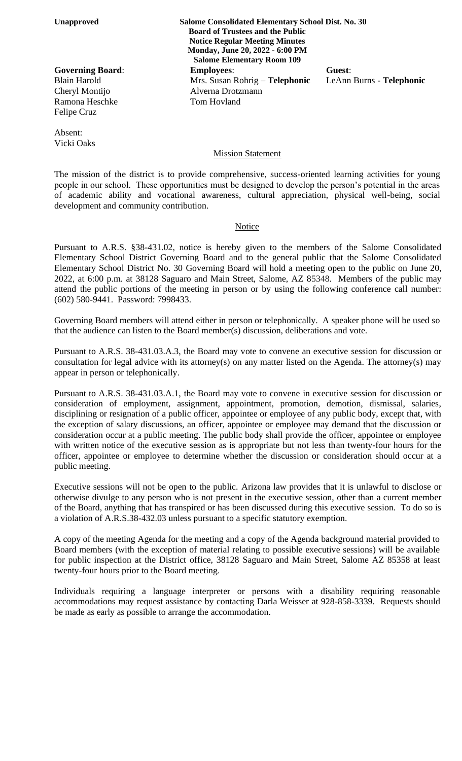**Unapproved**

**Salome Consolidated Elementary School Dist. No. 30**
**Board of Trustees and the Public**
**Notice Regular Meeting Minutes**
**Monday, June 20, 2022 - 6:00 PM**
**Salome Elementary Room 109**

| **Governing Board**: | **Employees**: | **Guest**: |
|---|---|---|
| Blain Harold | Mrs. Susan Rohrig – **Telephonic** | LeAnn Burns - **Telephonic** |
| Cheryl Montijo | Alverna Drotzmann | |
| Ramona Heschke | Tom Hovland | |
| Felipe Cruz | | |

Absent:
Vicki Oaks

## Mission Statement

The mission of the district is to provide comprehensive, success-oriented learning activities for young people in our school. These opportunities must be designed to develop the person's potential in the areas of academic ability and vocational awareness, cultural appreciation, physical well-being, social development and community contribution.

## Notice

Pursuant to A.R.S. §38-431.02, notice is hereby given to the members of the Salome Consolidated Elementary School District Governing Board and to the general public that the Salome Consolidated Elementary School District No. 30 Governing Board will hold a meeting open to the public on June 20, 2022, at 6:00 p.m. at 38128 Saguaro and Main Street, Salome, AZ 85348. Members of the public may attend the public portions of the meeting in person or by using the following conference call number: (602) 580-9441. Password: 7998433.

Governing Board members will attend either in person or telephonically. A speaker phone will be used so that the audience can listen to the Board member(s) discussion, deliberations and vote.

Pursuant to A.R.S. 38-431.03.A.3, the Board may vote to convene an executive session for discussion or consultation for legal advice with its attorney(s) on any matter listed on the Agenda. The attorney(s) may appear in person or telephonically.

Pursuant to A.R.S. 38-431.03.A.1, the Board may vote to convene in executive session for discussion or consideration of employment, assignment, appointment, promotion, demotion, dismissal, salaries, disciplining or resignation of a public officer, appointee or employee of any public body, except that, with the exception of salary discussions, an officer, appointee or employee may demand that the discussion or consideration occur at a public meeting. The public body shall provide the officer, appointee or employee with written notice of the executive session as is appropriate but not less than twenty-four hours for the officer, appointee or employee to determine whether the discussion or consideration should occur at a public meeting.

Executive sessions will not be open to the public. Arizona law provides that it is unlawful to disclose or otherwise divulge to any person who is not present in the executive session, other than a current member of the Board, anything that has transpired or has been discussed during this executive session. To do so is a violation of A.R.S.38-432.03 unless pursuant to a specific statutory exemption.

A copy of the meeting Agenda for the meeting and a copy of the Agenda background material provided to Board members (with the exception of material relating to possible executive sessions) will be available for public inspection at the District office, 38128 Saguaro and Main Street, Salome AZ 85358 at least twenty-four hours prior to the Board meeting.

Individuals requiring a language interpreter or persons with a disability requiring reasonable accommodations may request assistance by contacting Darla Weisser at 928-858-3339. Requests should be made as early as possible to arrange the accommodation.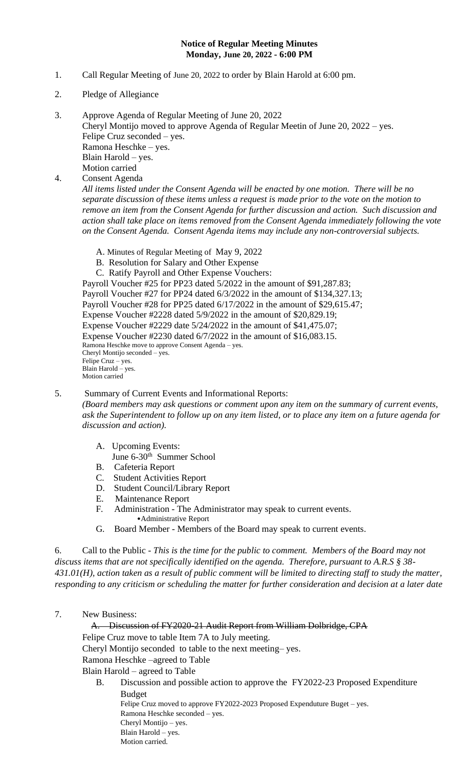**Notice of Regular Meeting Minutes**
**Monday, June 20, 2022 - 6:00 PM**

1. Call Regular Meeting of June 20, 2022 to order by Blain Harold at 6:00 pm.

2. Pledge of Allegiance

3. Approve Agenda of Regular Meeting of June 20, 2022
   Cheryl Montijo moved to approve Agenda of Regular Meetin of June 20, 2022 – yes.
   Felipe Cruz seconded – yes.
   Ramona Heschke – yes.
   Blain Harold – yes.
   Motion carried

4. Consent Agenda
   *All items listed under the Consent Agenda will be enacted by one motion. There will be no separate discussion of these items unless a request is made prior to the vote on the motion to remove an item from the Consent Agenda for further discussion and action. Such discussion and action shall take place on items removed from the Consent Agenda immediately following the vote on the Consent Agenda. Consent Agenda items may include any non-controversial subjects.*

   A. Minutes of Regular Meeting of May 9, 2022
   B. Resolution for Salary and Other Expense
   C. Ratify Payroll and Other Expense Vouchers:

   Payroll Voucher #25 for PP23 dated 5/2022 in the amount of $91,287.83;
   Payroll Voucher #27 for PP24 dated 6/3/2022 in the amount of $134,327.13;
   Payroll Voucher #28 for PP25 dated 6/17/2022 in the amount of $29,615.47;
   Expense Voucher #2228 dated 5/9/2022 in the amount of $20,829.19;
   Expense Voucher #2229 date 5/24/2022 in the amount of $41,475.07;
   Expense Voucher #2230 dated 6/7/2022 in the amount of $16,083.15.
   Ramona Heschke move to approve Consent Agenda – yes.
   Cheryl Montijo seconded – yes.
   Felipe Cruz – yes.
   Blain Harold – yes.
   Motion carried

5. Summary of Current Events and Informational Reports:
   *(Board members may ask questions or comment upon any item on the summary of current events, ask the Superintendent to follow up on any item listed, or to place any item on a future agenda for discussion and action).*

   A. Upcoming Events:
      June 6-30th Summer School
   B. Cafeteria Report
   C. Student Activities Report
   D. Student Council/Library Report
   E. Maintenance Report
   F. Administration - The Administrator may speak to current events.
      - Administrative Report
   G. Board Member - Members of the Board may speak to current events.

6. Call to the Public - *This is the time for the public to comment. Members of the Board may not discuss items that are not specifically identified on the agenda. Therefore, pursuant to A.R.S § 38-431.01(H), action taken as a result of public comment will be limited to directing staff to study the matter, responding to any criticism or scheduling the matter for further consideration and decision at a later date*

7. New Business:

   A. ~~Discussion of FY2020-21 Audit Report from William Dolbridge, CPA~~

   Felipe Cruz move to table Item 7A to July meeting.
   Cheryl Montijo seconded to table to the next meeting– yes.
   Ramona Heschke –agreed to Table
   Blain Harold – agreed to Table

   B. Discussion and possible action to approve the FY2022-23 Proposed Expenditure Budget
      Felipe Cruz moved to approve FY2022-2023 Proposed Expenduture Buget – yes.
      Ramona Heschke seconded – yes.
      Cheryl Montijo – yes.
      Blain Harold – yes.
      Motion carried.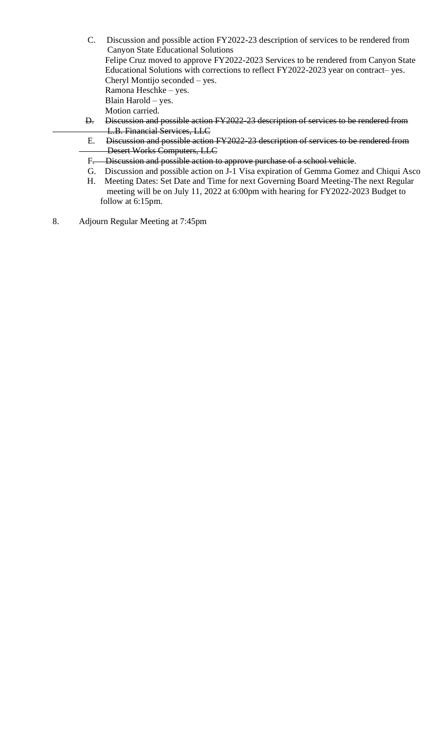C. Discussion and possible action FY2022-23 description of services to be rendered from Canyon State Educational Solutions

   Felipe Cruz moved to approve FY2022-2023 Services to be rendered from Canyon State Educational Solutions with corrections to reflect FY2022-2023 year on contract– yes.
   Cheryl Montijo seconded – yes.
   Ramona Heschke – yes.
   Blain Harold – yes.
   Motion carried.

D. ~~Discussion and possible action FY2022-23 description of services to be rendered from L.B. Financial Services, LLC~~

E. ~~Discussion and possible action FY2022-23 description of services to be rendered from Desert Works Computers, LLC~~

F. ~~Discussion and possible action to approve purchase of a school vehicle~~.

G. Discussion and possible action on J-1 Visa expiration of Gemma Gomez and Chiqui Asco

H. Meeting Dates: Set Date and Time for next Governing Board Meeting-The next Regular meeting will be on July 11, 2022 at 6:00pm with hearing for FY2022-2023 Budget to follow at 6:15pm.

8. Adjourn Regular Meeting at 7:45pm